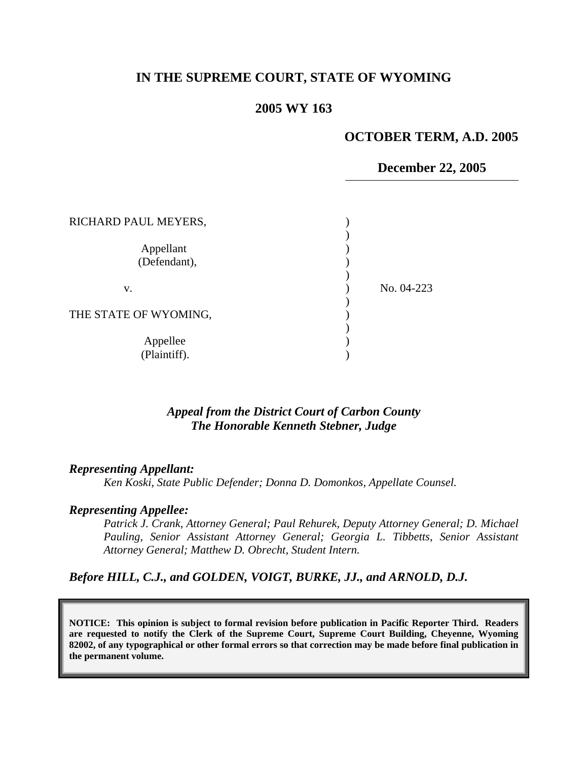# IN THE SUPREME COURT, STATE OF WYOMING

## 2005 WY 163

**OCTOBER TERM, A.D. 2005**

**December 22, 2005**

RICHARD PAUL MEYERS,

Appellant (Defendant),

v.

THE STATE OF WYOMING,

Appellee (Plaintiff).

No. 04-223

***Appeal from the District Court of Carbon County***
***The Honorable Kenneth Stebner, Judge***

***Representing Appellant:***

*Ken Koski, State Public Defender; Donna D. Domonkos, Appellate Counsel.*

***Representing Appellee:***

*Patrick J. Crank, Attorney General; Paul Rehurek, Deputy Attorney General; D. Michael Pauling, Senior Assistant Attorney General; Georgia L. Tibbetts, Senior Assistant Attorney General; Matthew D. Obrecht, Student Intern.*

***Before HILL, C.J., and GOLDEN, VOIGT, BURKE, JJ., and ARNOLD, D.J.***

**NOTICE: This opinion is subject to formal revision before publication in Pacific Reporter Third. Readers are requested to notify the Clerk of the Supreme Court, Supreme Court Building, Cheyenne, Wyoming 82002, of any typographical or other formal errors so that correction may be made before final publication in the permanent volume.**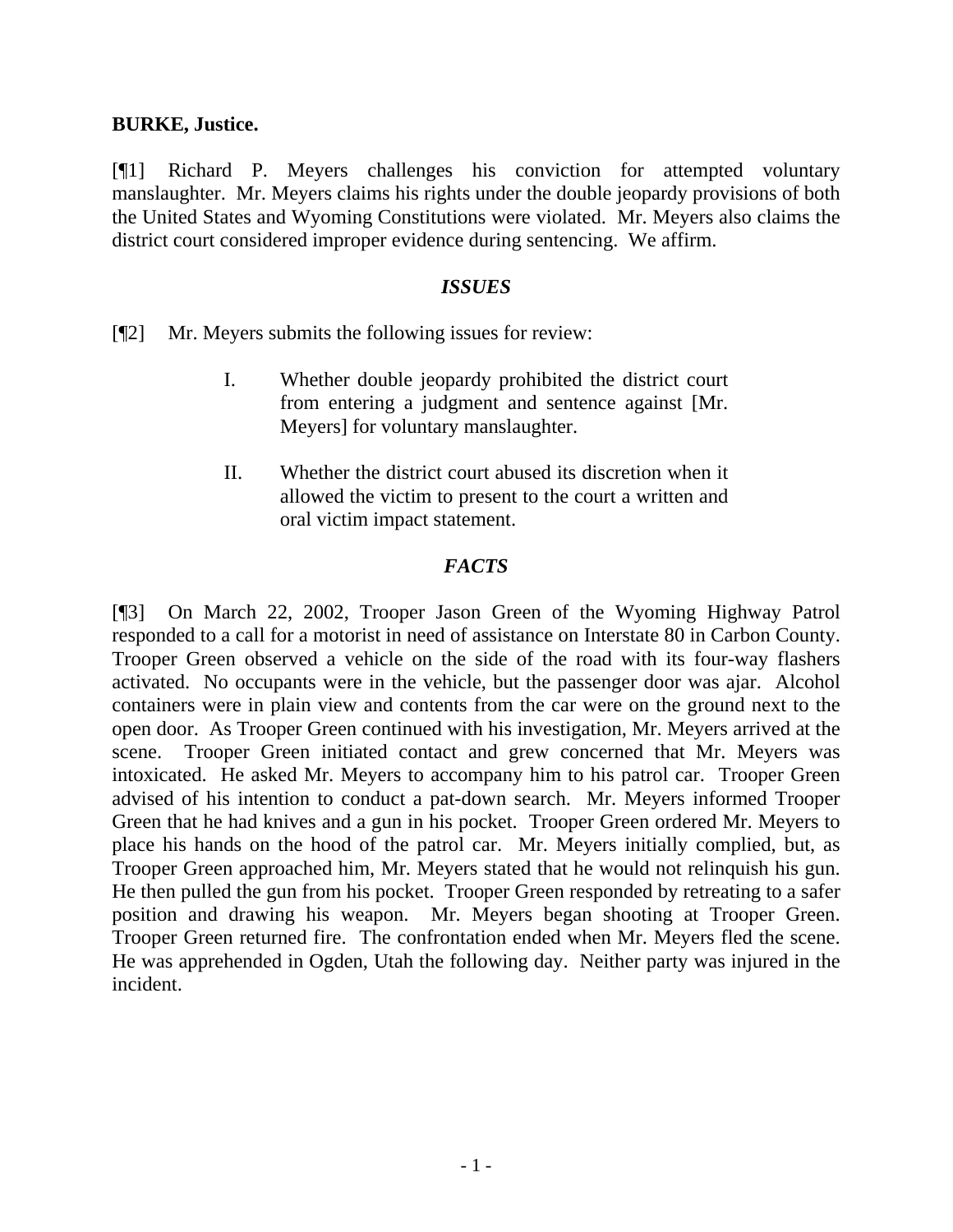**BURKE, Justice.**

[¶1] Richard P. Meyers challenges his conviction for attempted voluntary manslaughter. Mr. Meyers claims his rights under the double jeopardy provisions of both the United States and Wyoming Constitutions were violated. Mr. Meyers also claims the district court considered improper evidence during sentencing. We affirm.

### *ISSUES*

[¶2] Mr. Meyers submits the following issues for review:

> I. Whether double jeopardy prohibited the district court from entering a judgment and sentence against [Mr. Meyers] for voluntary manslaughter.
>
> II. Whether the district court abused its discretion when it allowed the victim to present to the court a written and oral victim impact statement.

### *FACTS*

[¶3] On March 22, 2002, Trooper Jason Green of the Wyoming Highway Patrol responded to a call for a motorist in need of assistance on Interstate 80 in Carbon County. Trooper Green observed a vehicle on the side of the road with its four-way flashers activated. No occupants were in the vehicle, but the passenger door was ajar. Alcohol containers were in plain view and contents from the car were on the ground next to the open door. As Trooper Green continued with his investigation, Mr. Meyers arrived at the scene. Trooper Green initiated contact and grew concerned that Mr. Meyers was intoxicated. He asked Mr. Meyers to accompany him to his patrol car. Trooper Green advised of his intention to conduct a pat-down search. Mr. Meyers informed Trooper Green that he had knives and a gun in his pocket. Trooper Green ordered Mr. Meyers to place his hands on the hood of the patrol car. Mr. Meyers initially complied, but, as Trooper Green approached him, Mr. Meyers stated that he would not relinquish his gun. He then pulled the gun from his pocket. Trooper Green responded by retreating to a safer position and drawing his weapon. Mr. Meyers began shooting at Trooper Green. Trooper Green returned fire. The confrontation ended when Mr. Meyers fled the scene. He was apprehended in Ogden, Utah the following day. Neither party was injured in the incident.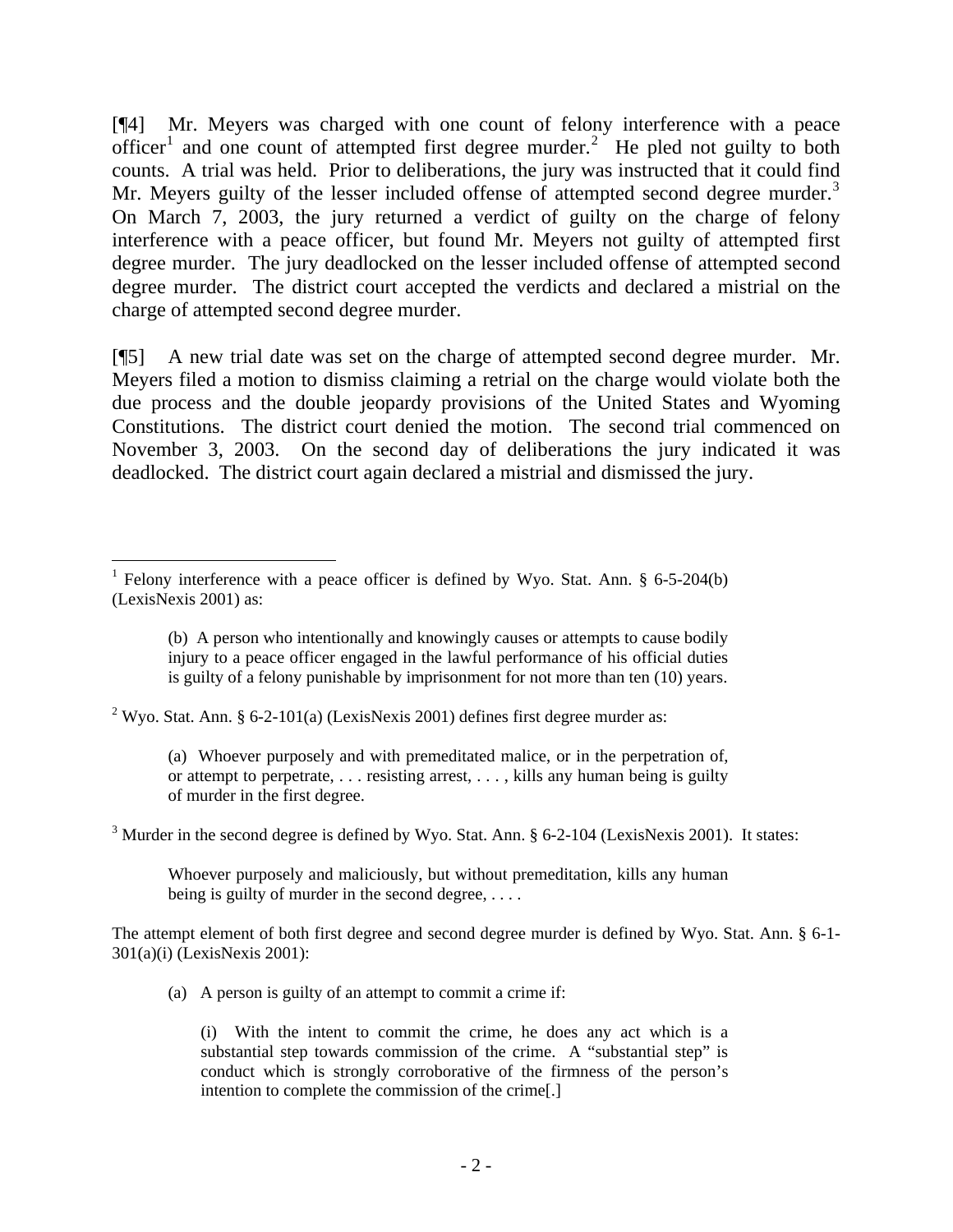[¶4] Mr. Meyers was charged with one count of felony interference with a peace officer[1] and one count of attempted first degree murder.[2] He pled not guilty to both counts. A trial was held. Prior to deliberations, the jury was instructed that it could find Mr. Meyers guilty of the lesser included offense of attempted second degree murder.[3] On March 7, 2003, the jury returned a verdict of guilty on the charge of felony interference with a peace officer, but found Mr. Meyers not guilty of attempted first degree murder. The jury deadlocked on the lesser included offense of attempted second degree murder. The district court accepted the verdicts and declared a mistrial on the charge of attempted second degree murder.

[¶5] A new trial date was set on the charge of attempted second degree murder. Mr. Meyers filed a motion to dismiss claiming a retrial on the charge would violate both the due process and the double jeopardy provisions of the United States and Wyoming Constitutions. The district court denied the motion. The second trial commenced on November 3, 2003. On the second day of deliberations the jury indicated it was deadlocked. The district court again declared a mistrial and dismissed the jury.

---

[1] Felony interference with a peace officer is defined by Wyo. Stat. Ann. § 6-5-204(b) (LexisNexis 2001) as:

> (b) A person who intentionally and knowingly causes or attempts to cause bodily injury to a peace officer engaged in the lawful performance of his official duties is guilty of a felony punishable by imprisonment for not more than ten (10) years.

[2] Wyo. Stat. Ann. § 6-2-101(a) (LexisNexis 2001) defines first degree murder as:

> (a) Whoever purposely and with premeditated malice, or in the perpetration of, or attempt to perpetrate, . . . resisting arrest, . . . , kills any human being is guilty of murder in the first degree.

[3] Murder in the second degree is defined by Wyo. Stat. Ann. § 6-2-104 (LexisNexis 2001). It states:

> Whoever purposely and maliciously, but without premeditation, kills any human being is guilty of murder in the second degree, . . . .

The attempt element of both first degree and second degree murder is defined by Wyo. Stat. Ann. § 6-1-301(a)(i) (LexisNexis 2001):

> (a) A person is guilty of an attempt to commit a crime if:
>
> (i) With the intent to commit the crime, he does any act which is a substantial step towards commission of the crime. A "substantial step" is conduct which is strongly corroborative of the firmness of the person's intention to complete the commission of the crime[.]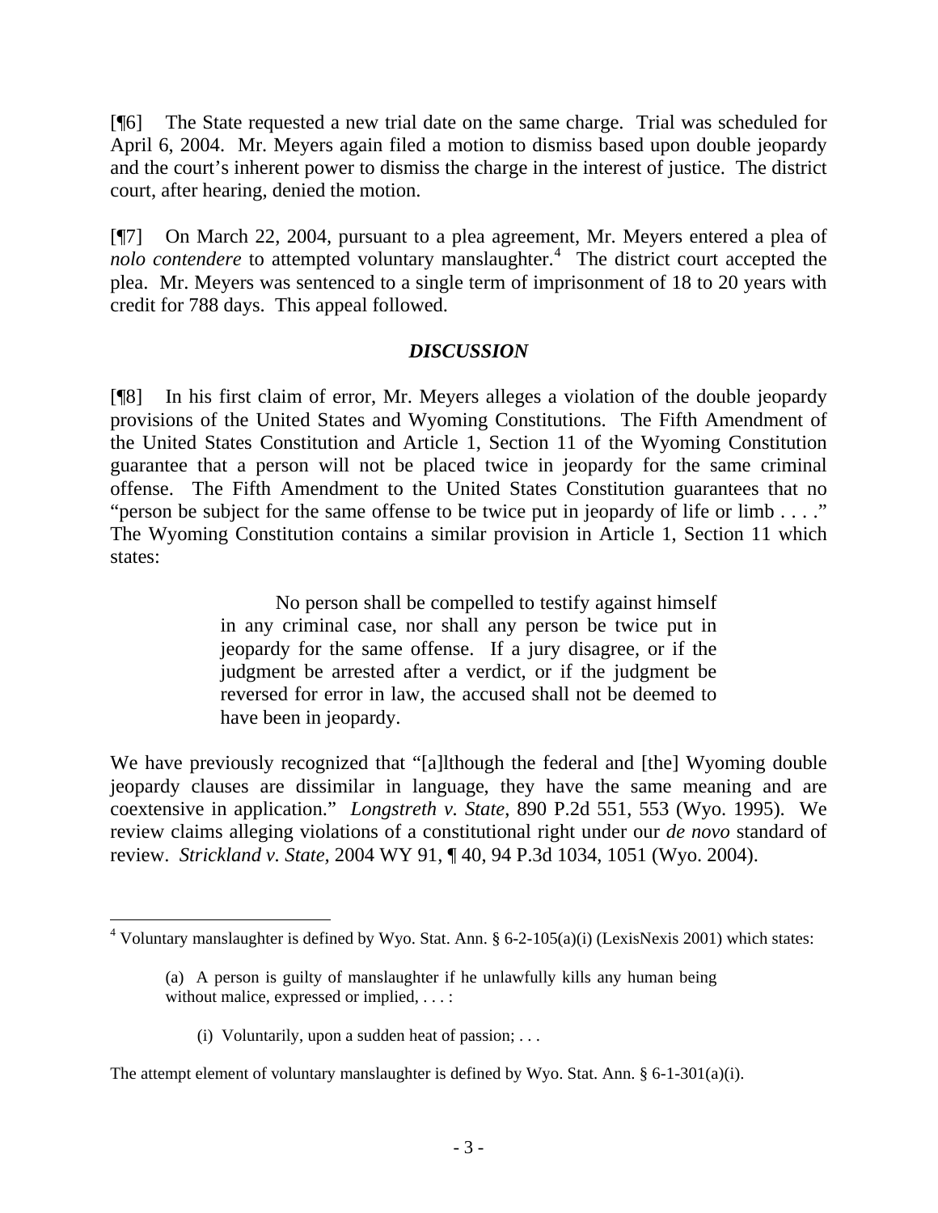[¶6] The State requested a new trial date on the same charge. Trial was scheduled for April 6, 2004. Mr. Meyers again filed a motion to dismiss based upon double jeopardy and the court's inherent power to dismiss the charge in the interest of justice. The district court, after hearing, denied the motion.

[¶7] On March 22, 2004, pursuant to a plea agreement, Mr. Meyers entered a plea of *nolo contendere* to attempted voluntary manslaughter.[4] The district court accepted the plea. Mr. Meyers was sentenced to a single term of imprisonment of 18 to 20 years with credit for 788 days. This appeal followed.

### *DISCUSSION*

[¶8] In his first claim of error, Mr. Meyers alleges a violation of the double jeopardy provisions of the United States and Wyoming Constitutions. The Fifth Amendment of the United States Constitution and Article 1, Section 11 of the Wyoming Constitution guarantee that a person will not be placed twice in jeopardy for the same criminal offense. The Fifth Amendment to the United States Constitution guarantees that no "person be subject for the same offense to be twice put in jeopardy of life or limb . . . ." The Wyoming Constitution contains a similar provision in Article 1, Section 11 which states:

> No person shall be compelled to testify against himself in any criminal case, nor shall any person be twice put in jeopardy for the same offense. If a jury disagree, or if the judgment be arrested after a verdict, or if the judgment be reversed for error in law, the accused shall not be deemed to have been in jeopardy.

We have previously recognized that "[a]lthough the federal and [the] Wyoming double jeopardy clauses are dissimilar in language, they have the same meaning and are coextensive in application." *Longstreth v. State*, 890 P.2d 551, 553 (Wyo. 1995). We review claims alleging violations of a constitutional right under our *de novo* standard of review. *Strickland v. State*, 2004 WY 91, ¶ 40, 94 P.3d 1034, 1051 (Wyo. 2004).

---

[4] Voluntary manslaughter is defined by Wyo. Stat. Ann. § 6-2-105(a)(i) (LexisNexis 2001) which states:

> (a) A person is guilty of manslaughter if he unlawfully kills any human being without malice, expressed or implied, . . . :
>
> (i) Voluntarily, upon a sudden heat of passion; . . .

The attempt element of voluntary manslaughter is defined by Wyo. Stat. Ann. § 6-1-301(a)(i).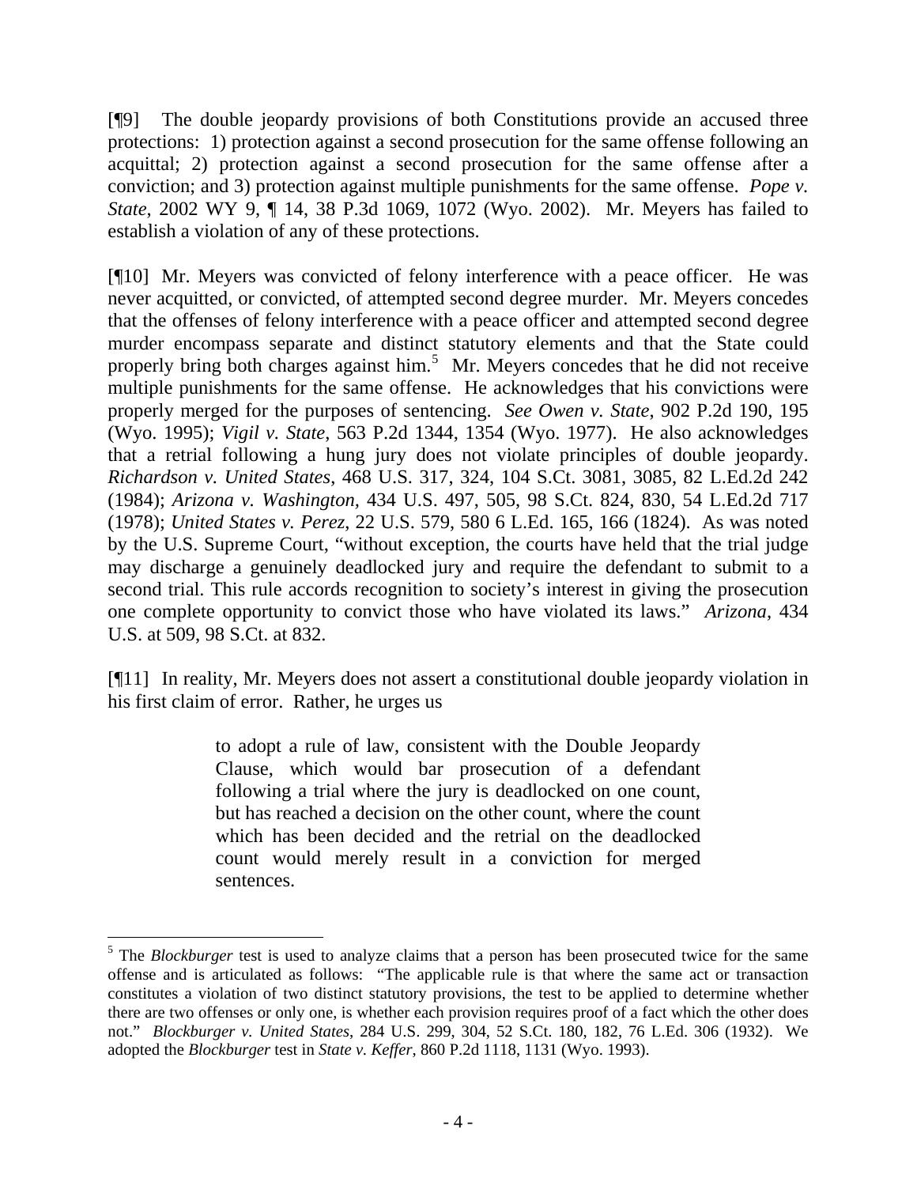[¶9] The double jeopardy provisions of both Constitutions provide an accused three protections: 1) protection against a second prosecution for the same offense following an acquittal; 2) protection against a second prosecution for the same offense after a conviction; and 3) protection against multiple punishments for the same offense. *Pope v. State*, 2002 WY 9, ¶ 14, 38 P.3d 1069, 1072 (Wyo. 2002). Mr. Meyers has failed to establish a violation of any of these protections.

[¶10] Mr. Meyers was convicted of felony interference with a peace officer. He was never acquitted, or convicted, of attempted second degree murder. Mr. Meyers concedes that the offenses of felony interference with a peace officer and attempted second degree murder encompass separate and distinct statutory elements and that the State could properly bring both charges against him.[5] Mr. Meyers concedes that he did not receive multiple punishments for the same offense. He acknowledges that his convictions were properly merged for the purposes of sentencing. *See Owen v. State*, 902 P.2d 190, 195 (Wyo. 1995); *Vigil v. State*, 563 P.2d 1344, 1354 (Wyo. 1977). He also acknowledges that a retrial following a hung jury does not violate principles of double jeopardy. *Richardson v. United States*, 468 U.S. 317, 324, 104 S.Ct. 3081, 3085, 82 L.Ed.2d 242 (1984); *Arizona v. Washington*, 434 U.S. 497, 505, 98 S.Ct. 824, 830, 54 L.Ed.2d 717 (1978); *United States v. Perez*, 22 U.S. 579, 580 6 L.Ed. 165, 166 (1824). As was noted by the U.S. Supreme Court, "without exception, the courts have held that the trial judge may discharge a genuinely deadlocked jury and require the defendant to submit to a second trial. This rule accords recognition to society's interest in giving the prosecution one complete opportunity to convict those who have violated its laws." *Arizona*, 434 U.S. at 509, 98 S.Ct. at 832.

[¶11] In reality, Mr. Meyers does not assert a constitutional double jeopardy violation in his first claim of error. Rather, he urges us

> to adopt a rule of law, consistent with the Double Jeopardy Clause, which would bar prosecution of a defendant following a trial where the jury is deadlocked on one count, but has reached a decision on the other count, where the count which has been decided and the retrial on the deadlocked count would merely result in a conviction for merged sentences.

---

[5] The *Blockburger* test is used to analyze claims that a person has been prosecuted twice for the same offense and is articulated as follows: "The applicable rule is that where the same act or transaction constitutes a violation of two distinct statutory provisions, the test to be applied to determine whether there are two offenses or only one, is whether each provision requires proof of a fact which the other does not." *Blockburger v. United States*, 284 U.S. 299, 304, 52 S.Ct. 180, 182, 76 L.Ed. 306 (1932). We adopted the *Blockburger* test in *State v. Keffer*, 860 P.2d 1118, 1131 (Wyo. 1993).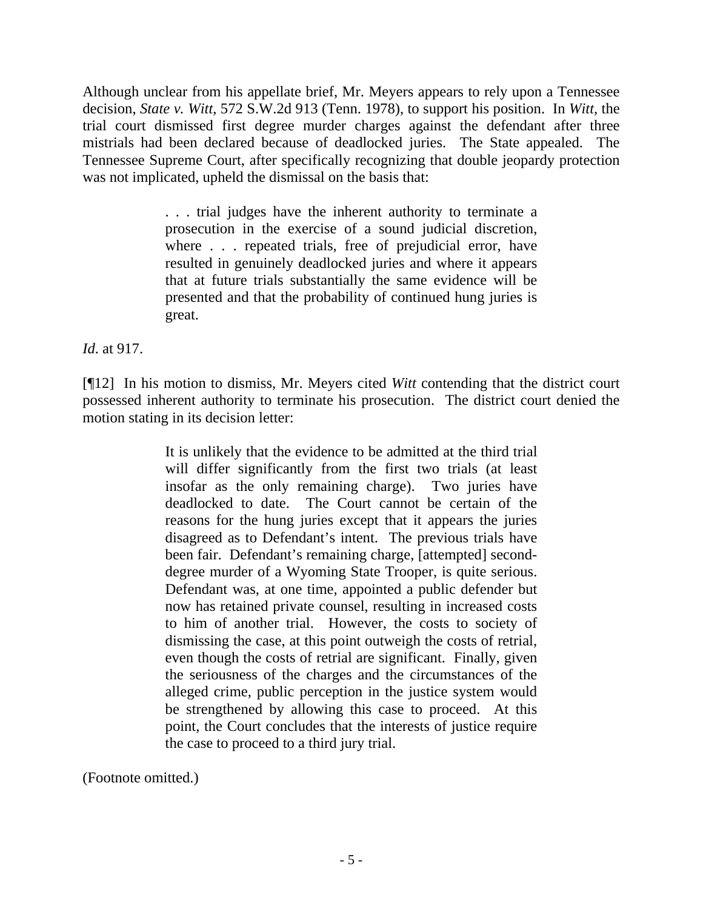Although unclear from his appellate brief, Mr. Meyers appears to rely upon a Tennessee decision, *State v. Witt*, 572 S.W.2d 913 (Tenn. 1978), to support his position. In *Witt*, the trial court dismissed first degree murder charges against the defendant after three mistrials had been declared because of deadlocked juries. The State appealed. The Tennessee Supreme Court, after specifically recognizing that double jeopardy protection was not implicated, upheld the dismissal on the basis that:

> . . . trial judges have the inherent authority to terminate a prosecution in the exercise of a sound judicial discretion, where . . . repeated trials, free of prejudicial error, have resulted in genuinely deadlocked juries and where it appears that at future trials substantially the same evidence will be presented and that the probability of continued hung juries is great.

*Id*. at 917.

[¶12] In his motion to dismiss, Mr. Meyers cited *Witt* contending that the district court possessed inherent authority to terminate his prosecution. The district court denied the motion stating in its decision letter:

> It is unlikely that the evidence to be admitted at the third trial will differ significantly from the first two trials (at least insofar as the only remaining charge). Two juries have deadlocked to date. The Court cannot be certain of the reasons for the hung juries except that it appears the juries disagreed as to Defendant's intent. The previous trials have been fair. Defendant's remaining charge, [attempted] second-degree murder of a Wyoming State Trooper, is quite serious. Defendant was, at one time, appointed a public defender but now has retained private counsel, resulting in increased costs to him of another trial. However, the costs to society of dismissing the case, at this point outweigh the costs of retrial, even though the costs of retrial are significant. Finally, given the seriousness of the charges and the circumstances of the alleged crime, public perception in the justice system would be strengthened by allowing this case to proceed. At this point, the Court concludes that the interests of justice require the case to proceed to a third jury trial.

(Footnote omitted.)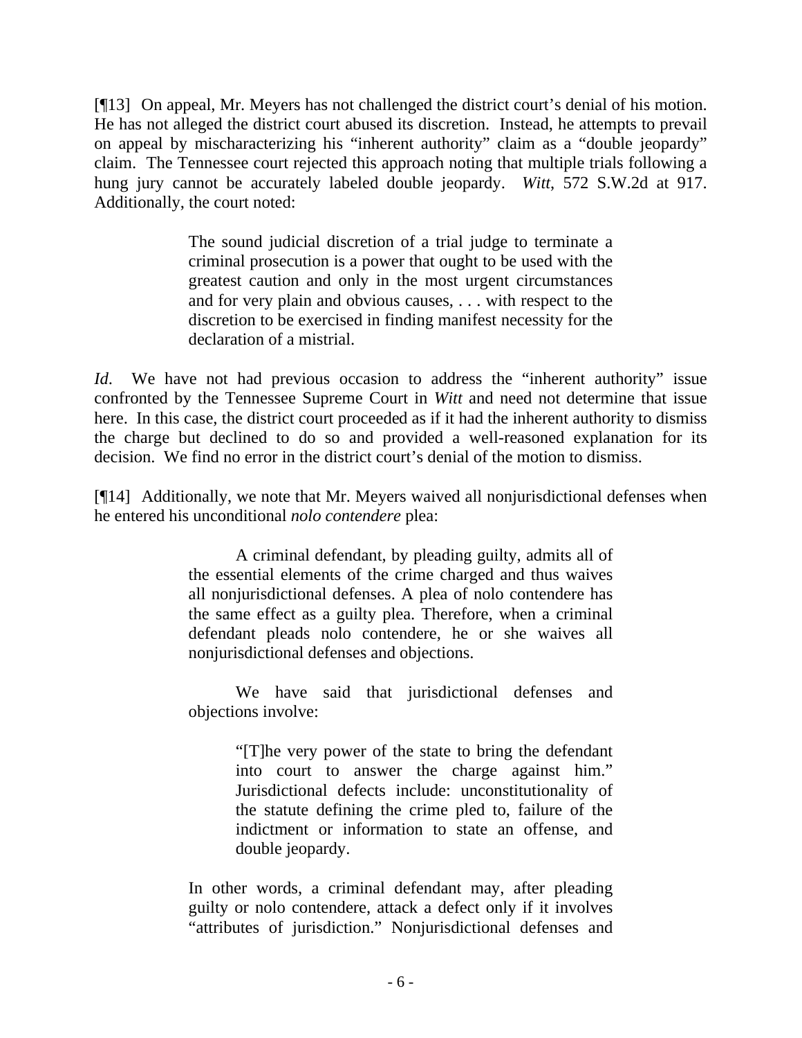[¶13] On appeal, Mr. Meyers has not challenged the district court's denial of his motion. He has not alleged the district court abused its discretion. Instead, he attempts to prevail on appeal by mischaracterizing his "inherent authority" claim as a "double jeopardy" claim. The Tennessee court rejected this approach noting that multiple trials following a hung jury cannot be accurately labeled double jeopardy. *Witt*, 572 S.W.2d at 917. Additionally, the court noted:

> The sound judicial discretion of a trial judge to terminate a criminal prosecution is a power that ought to be used with the greatest caution and only in the most urgent circumstances and for very plain and obvious causes, . . . with respect to the discretion to be exercised in finding manifest necessity for the declaration of a mistrial.

*Id*. We have not had previous occasion to address the "inherent authority" issue confronted by the Tennessee Supreme Court in *Witt* and need not determine that issue here. In this case, the district court proceeded as if it had the inherent authority to dismiss the charge but declined to do so and provided a well-reasoned explanation for its decision. We find no error in the district court's denial of the motion to dismiss.

[¶14] Additionally, we note that Mr. Meyers waived all nonjurisdictional defenses when he entered his unconditional *nolo contendere* plea:

> A criminal defendant, by pleading guilty, admits all of the essential elements of the crime charged and thus waives all nonjurisdictional defenses. A plea of nolo contendere has the same effect as a guilty plea. Therefore, when a criminal defendant pleads nolo contendere, he or she waives all nonjurisdictional defenses and objections.
>
> We have said that jurisdictional defenses and objections involve:
>
> > "[T]he very power of the state to bring the defendant into court to answer the charge against him." Jurisdictional defects include: unconstitutionality of the statute defining the crime pled to, failure of the indictment or information to state an offense, and double jeopardy.
>
> In other words, a criminal defendant may, after pleading guilty or nolo contendere, attack a defect only if it involves "attributes of jurisdiction." Nonjurisdictional defenses and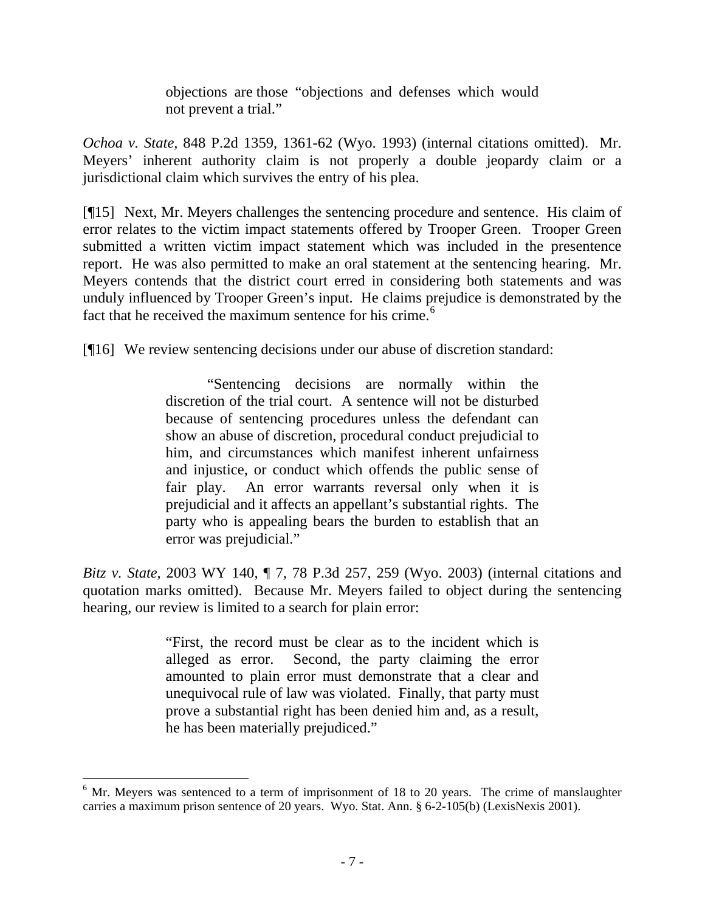> objections are those "objections and defenses which would not prevent a trial."

*Ochoa v. State*, 848 P.2d 1359, 1361-62 (Wyo. 1993) (internal citations omitted). Mr. Meyers' inherent authority claim is not properly a double jeopardy claim or a jurisdictional claim which survives the entry of his plea.

[¶15] Next, Mr. Meyers challenges the sentencing procedure and sentence. His claim of error relates to the victim impact statements offered by Trooper Green. Trooper Green submitted a written victim impact statement which was included in the presentence report. He was also permitted to make an oral statement at the sentencing hearing. Mr. Meyers contends that the district court erred in considering both statements and was unduly influenced by Trooper Green's input. He claims prejudice is demonstrated by the fact that he received the maximum sentence for his crime.[6]

[¶16] We review sentencing decisions under our abuse of discretion standard:

> "Sentencing decisions are normally within the discretion of the trial court. A sentence will not be disturbed because of sentencing procedures unless the defendant can show an abuse of discretion, procedural conduct prejudicial to him, and circumstances which manifest inherent unfairness and injustice, or conduct which offends the public sense of fair play. An error warrants reversal only when it is prejudicial and it affects an appellant's substantial rights. The party who is appealing bears the burden to establish that an error was prejudicial."

*Bitz v. State*, 2003 WY 140, ¶ 7, 78 P.3d 257, 259 (Wyo. 2003) (internal citations and quotation marks omitted). Because Mr. Meyers failed to object during the sentencing hearing, our review is limited to a search for plain error:

> "First, the record must be clear as to the incident which is alleged as error. Second, the party claiming the error amounted to plain error must demonstrate that a clear and unequivocal rule of law was violated. Finally, that party must prove a substantial right has been denied him and, as a result, he has been materially prejudiced."

---

[6] Mr. Meyers was sentenced to a term of imprisonment of 18 to 20 years. The crime of manslaughter carries a maximum prison sentence of 20 years. Wyo. Stat. Ann. § 6-2-105(b) (LexisNexis 2001).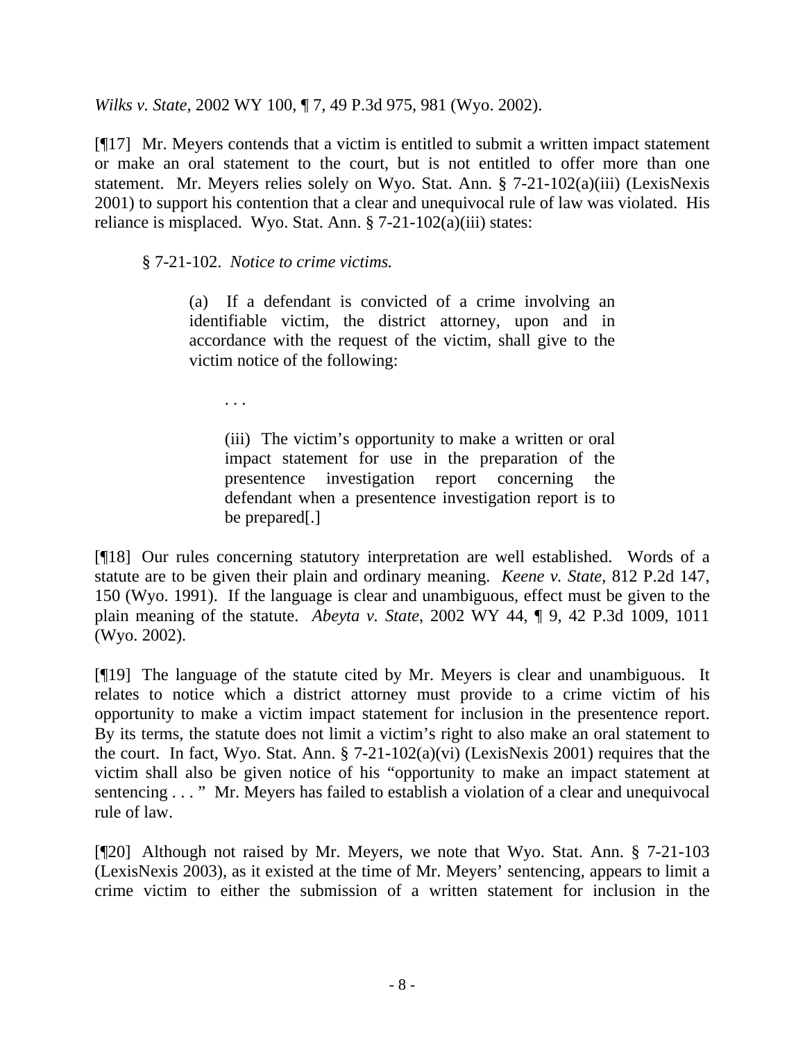*Wilks v. State*, 2002 WY 100, ¶ 7, 49 P.3d 975, 981 (Wyo. 2002).

[¶17] Mr. Meyers contends that a victim is entitled to submit a written impact statement or make an oral statement to the court, but is not entitled to offer more than one statement. Mr. Meyers relies solely on Wyo. Stat. Ann. § 7-21-102(a)(iii) (LexisNexis 2001) to support his contention that a clear and unequivocal rule of law was violated. His reliance is misplaced. Wyo. Stat. Ann. § 7-21-102(a)(iii) states:

> § 7-21-102. *Notice to crime victims.*
>
> (a) If a defendant is convicted of a crime involving an identifiable victim, the district attorney, upon and in accordance with the request of the victim, shall give to the victim notice of the following:
>
> . . .
>
> (iii) The victim's opportunity to make a written or oral impact statement for use in the preparation of the presentence investigation report concerning the defendant when a presentence investigation report is to be prepared[.]

[¶18] Our rules concerning statutory interpretation are well established. Words of a statute are to be given their plain and ordinary meaning. *Keene v. State*, 812 P.2d 147, 150 (Wyo. 1991). If the language is clear and unambiguous, effect must be given to the plain meaning of the statute. *Abeyta v. State*, 2002 WY 44, ¶ 9, 42 P.3d 1009, 1011 (Wyo. 2002).

[¶19] The language of the statute cited by Mr. Meyers is clear and unambiguous. It relates to notice which a district attorney must provide to a crime victim of his opportunity to make a victim impact statement for inclusion in the presentence report. By its terms, the statute does not limit a victim's right to also make an oral statement to the court. In fact, Wyo. Stat. Ann. § 7-21-102(a)(vi) (LexisNexis 2001) requires that the victim shall also be given notice of his "opportunity to make an impact statement at sentencing . . . " Mr. Meyers has failed to establish a violation of a clear and unequivocal rule of law.

[¶20] Although not raised by Mr. Meyers, we note that Wyo. Stat. Ann. § 7-21-103 (LexisNexis 2003), as it existed at the time of Mr. Meyers' sentencing, appears to limit a crime victim to either the submission of a written statement for inclusion in the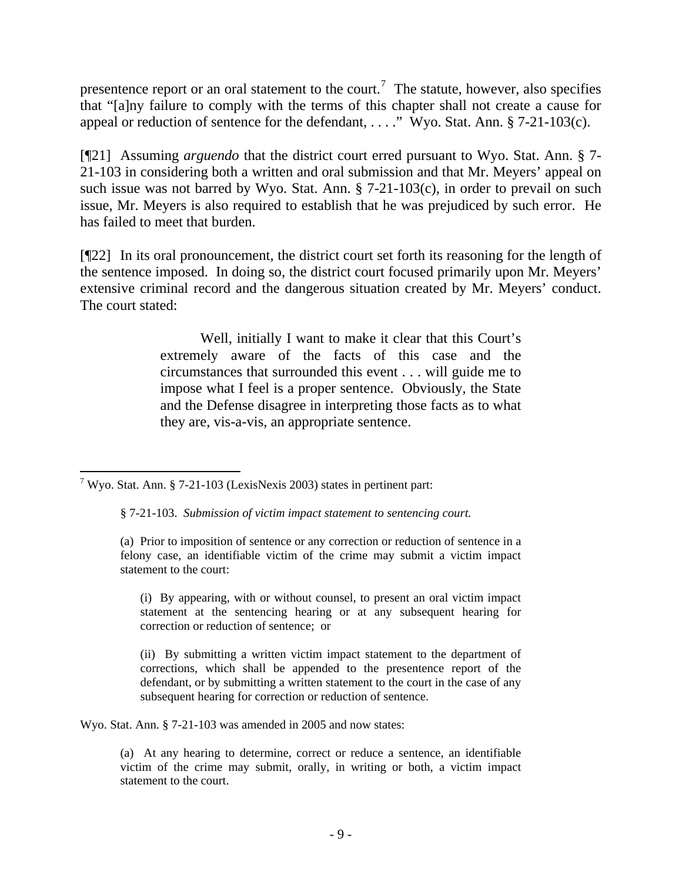presentence report or an oral statement to the court.[7] The statute, however, also specifies that "[a]ny failure to comply with the terms of this chapter shall not create a cause for appeal or reduction of sentence for the defendant, . . . ." Wyo. Stat. Ann. § 7-21-103(c).

[¶21] Assuming *arguendo* that the district court erred pursuant to Wyo. Stat. Ann. § 7-21-103 in considering both a written and oral submission and that Mr. Meyers' appeal on such issue was not barred by Wyo. Stat. Ann. § 7-21-103(c), in order to prevail on such issue, Mr. Meyers is also required to establish that he was prejudiced by such error. He has failed to meet that burden.

[¶22] In its oral pronouncement, the district court set forth its reasoning for the length of the sentence imposed. In doing so, the district court focused primarily upon Mr. Meyers' extensive criminal record and the dangerous situation created by Mr. Meyers' conduct. The court stated:

> Well, initially I want to make it clear that this Court's extremely aware of the facts of this case and the circumstances that surrounded this event . . . will guide me to impose what I feel is a proper sentence. Obviously, the State and the Defense disagree in interpreting those facts as to what they are, vis-a-vis, an appropriate sentence.

---

[7] Wyo. Stat. Ann. § 7-21-103 (LexisNexis 2003) states in pertinent part:

> § 7-21-103. *Submission of victim impact statement to sentencing court.*
>
> (a) Prior to imposition of sentence or any correction or reduction of sentence in a felony case, an identifiable victim of the crime may submit a victim impact statement to the court:
>
> (i) By appearing, with or without counsel, to present an oral victim impact statement at the sentencing hearing or at any subsequent hearing for correction or reduction of sentence; or
>
> (ii) By submitting a written victim impact statement to the department of corrections, which shall be appended to the presentence report of the defendant, or by submitting a written statement to the court in the case of any subsequent hearing for correction or reduction of sentence.

Wyo. Stat. Ann. § 7-21-103 was amended in 2005 and now states:

> (a) At any hearing to determine, correct or reduce a sentence, an identifiable victim of the crime may submit, orally, in writing or both, a victim impact statement to the court.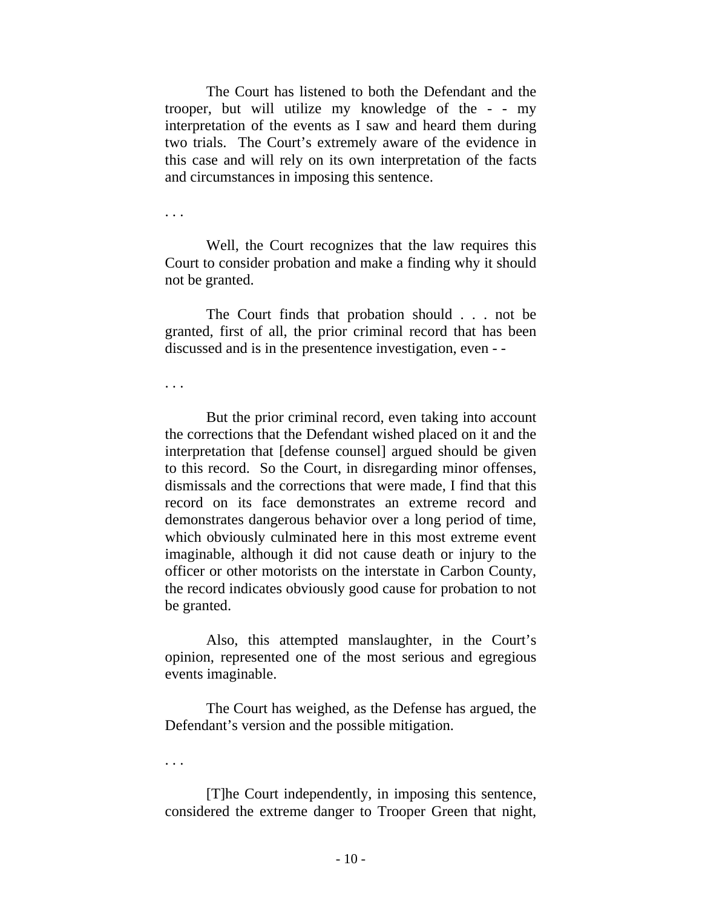The Court has listened to both the Defendant and the trooper, but will utilize my knowledge of the - - my interpretation of the events as I saw and heard them during two trials. The Court's extremely aware of the evidence in this case and will rely on its own interpretation of the facts and circumstances in imposing this sentence.

. . .

Well, the Court recognizes that the law requires this Court to consider probation and make a finding why it should not be granted.

The Court finds that probation should . . . not be granted, first of all, the prior criminal record that has been discussed and is in the presentence investigation, even - -

. . .

But the prior criminal record, even taking into account the corrections that the Defendant wished placed on it and the interpretation that [defense counsel] argued should be given to this record. So the Court, in disregarding minor offenses, dismissals and the corrections that were made, I find that this record on its face demonstrates an extreme record and demonstrates dangerous behavior over a long period of time, which obviously culminated here in this most extreme event imaginable, although it did not cause death or injury to the officer or other motorists on the interstate in Carbon County, the record indicates obviously good cause for probation to not be granted.

Also, this attempted manslaughter, in the Court's opinion, represented one of the most serious and egregious events imaginable.

The Court has weighed, as the Defense has argued, the Defendant's version and the possible mitigation.

. . .

[T]he Court independently, in imposing this sentence, considered the extreme danger to Trooper Green that night,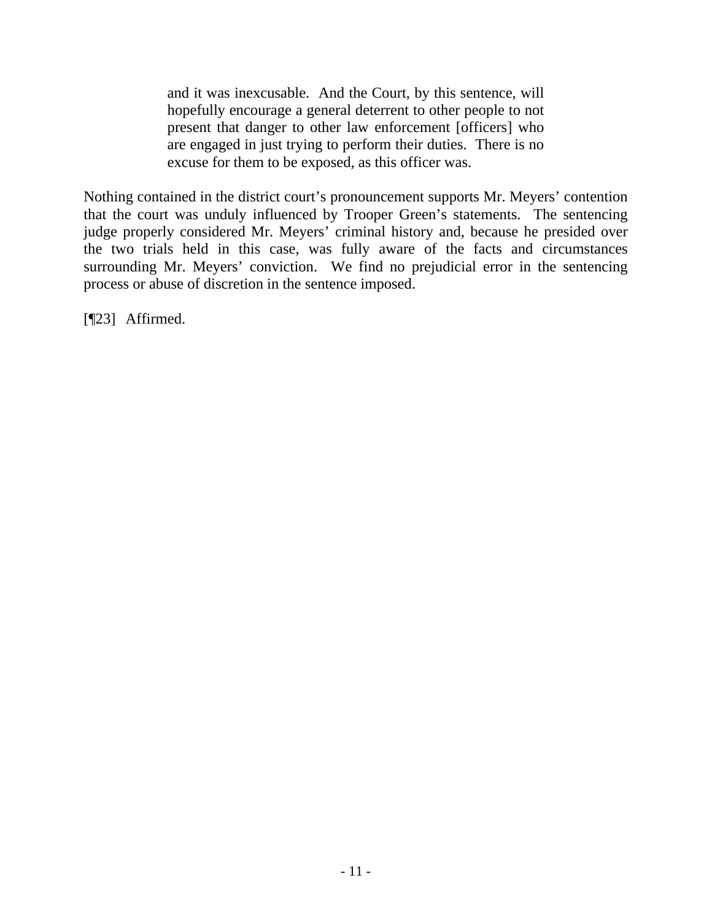> and it was inexcusable. And the Court, by this sentence, will hopefully encourage a general deterrent to other people to not present that danger to other law enforcement [officers] who are engaged in just trying to perform their duties. There is no excuse for them to be exposed, as this officer was.

Nothing contained in the district court's pronouncement supports Mr. Meyers' contention that the court was unduly influenced by Trooper Green's statements. The sentencing judge properly considered Mr. Meyers' criminal history and, because he presided over the two trials held in this case, was fully aware of the facts and circumstances surrounding Mr. Meyers' conviction. We find no prejudicial error in the sentencing process or abuse of discretion in the sentence imposed.

[¶23] Affirmed.